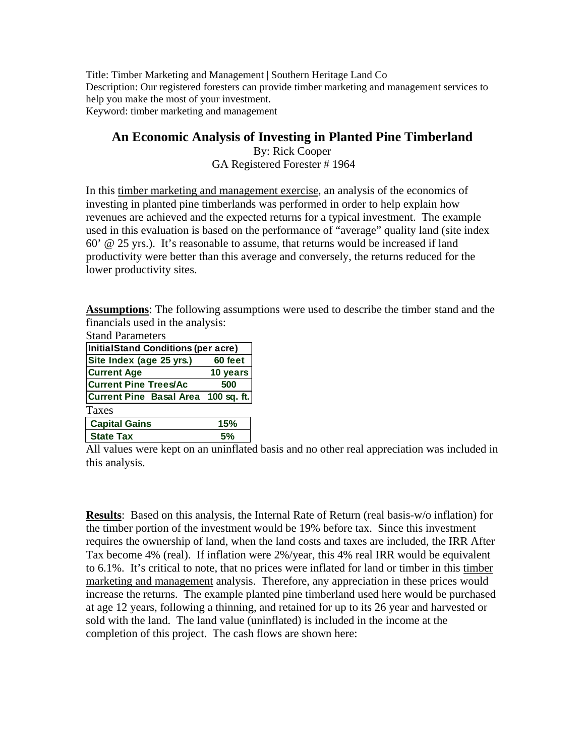Title: Timber Marketing and Management | Southern Heritage Land Co
Description: Our registered foresters can provide timber marketing and management services to help you make the most of your investment.
Keyword: timber marketing and management

# An Economic Analysis of Investing in Planted Pine Timberland

By: Rick Cooper
GA Registered Forester # 1964

In this timber marketing and management exercise, an analysis of the economics of investing in planted pine timberlands was performed in order to help explain how revenues are achieved and the expected returns for a typical investment. The example used in this evaluation is based on the performance of "average" quality land (site index 60' @ 25 yrs.). It's reasonable to assume, that returns would be increased if land productivity were better than this average and conversely, the returns reduced for the lower productivity sites.

**Assumptions**: The following assumptions were used to describe the timber stand and the financials used in the analysis:

Stand Parameters

| InitialStand Conditions (per acre) | |
|---|---|
| Site Index (age 25 yrs.) | 60 feet |
| Current Age | 10 years |
| Current Pine Trees/Ac | 500 |
| Current Pine Basal Area | 100 sq. ft. |

Taxes

| Capital Gains | 15% |
|---|---|
| State Tax | 5% |

All values were kept on an uninflated basis and no other real appreciation was included in this analysis.

**Results**: Based on this analysis, the Internal Rate of Return (real basis-w/o inflation) for the timber portion of the investment would be 19% before tax. Since this investment requires the ownership of land, when the land costs and taxes are included, the IRR After Tax become 4% (real). If inflation were 2%/year, this 4% real IRR would be equivalent to 6.1%. It's critical to note, that no prices were inflated for land or timber in this timber marketing and management analysis. Therefore, any appreciation in these prices would increase the returns. The example planted pine timberland used here would be purchased at age 12 years, following a thinning, and retained for up to its 26 year and harvested or sold with the land. The land value (uninflated) is included in the income at the completion of this project. The cash flows are shown here: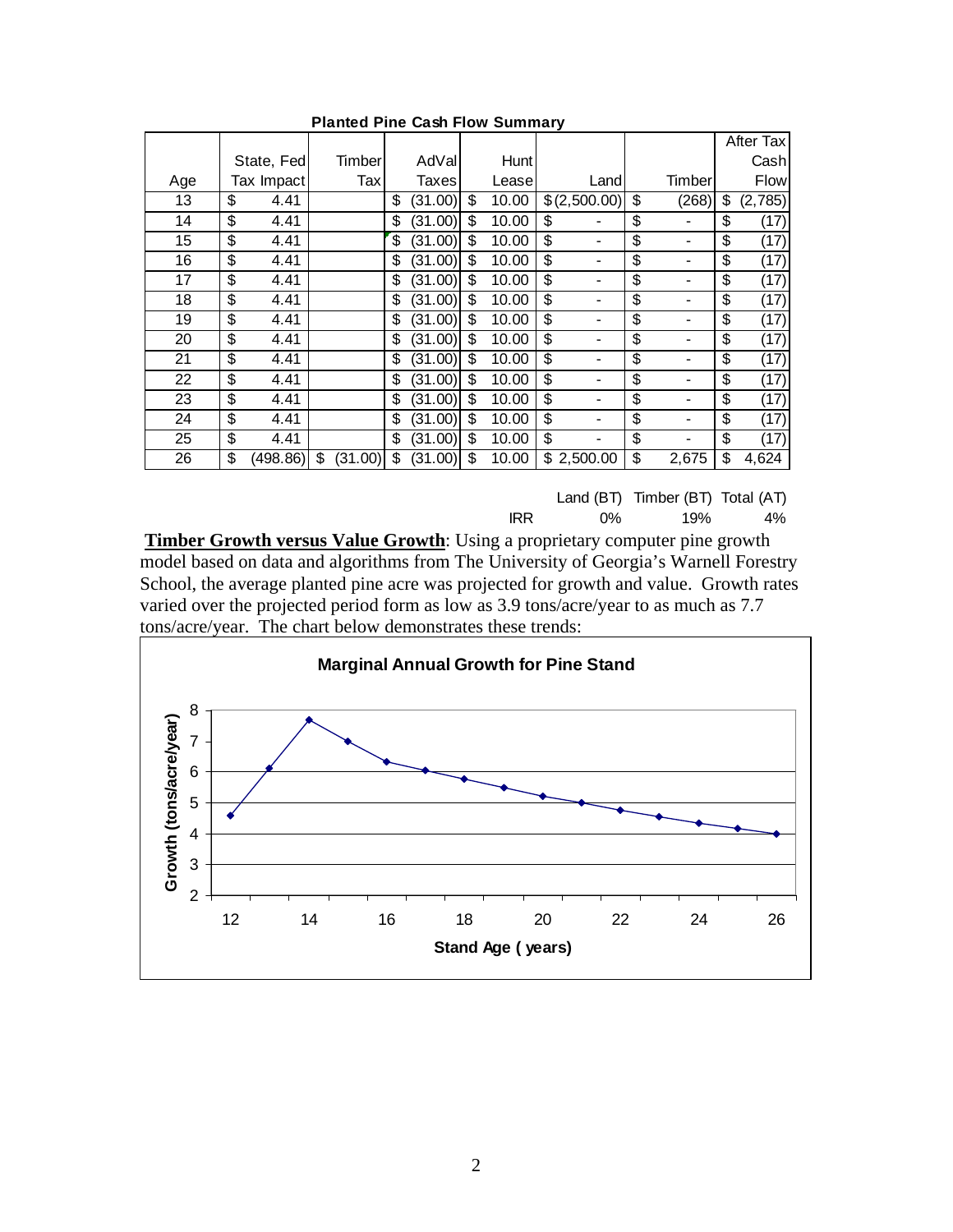**Planted Pine Cash Flow Summary**

| Age | State, Fed Tax Impact | Timber Tax | AdVal Taxes | Hunt Lease | Land | Timber | After Tax Cash Flow |
|---|---|---|---|---|---|---|---|
| 13 | $ 4.41 | | $ (31.00) | $ 10.00 | $ (2,500.00) | $ (268) | $ (2,785) |
| 14 | $ 4.41 | | $ (31.00) | $ 10.00 | $ - | $ - | $ (17) |
| 15 | $ 4.41 | | $ (31.00) | $ 10.00 | $ - | $ - | $ (17) |
| 16 | $ 4.41 | | $ (31.00) | $ 10.00 | $ - | $ - | $ (17) |
| 17 | $ 4.41 | | $ (31.00) | $ 10.00 | $ - | $ - | $ (17) |
| 18 | $ 4.41 | | $ (31.00) | $ 10.00 | $ - | $ - | $ (17) |
| 19 | $ 4.41 | | $ (31.00) | $ 10.00 | $ - | $ - | $ (17) |
| 20 | $ 4.41 | | $ (31.00) | $ 10.00 | $ - | $ - | $ (17) |
| 21 | $ 4.41 | | $ (31.00) | $ 10.00 | $ - | $ - | $ (17) |
| 22 | $ 4.41 | | $ (31.00) | $ 10.00 | $ - | $ - | $ (17) |
| 23 | $ 4.41 | | $ (31.00) | $ 10.00 | $ - | $ - | $ (17) |
| 24 | $ 4.41 | | $ (31.00) | $ 10.00 | $ - | $ - | $ (17) |
| 25 | $ 4.41 | | $ (31.00) | $ 10.00 | $ - | $ - | $ (17) |
| 26 | $ (498.86) | $ (31.00) | $ (31.00) | $ 10.00 | $ 2,500.00 | $ 2,675 | $ 4,624 |

| | Land (BT) | Timber (BT) | Total (AT) |
|---|---|---|---|
| IRR | 0% | 19% | 4% |

**Timber Growth versus Value Growth**: Using a proprietary computer pine growth model based on data and algorithms from The University of Georgia's Warnell Forestry School, the average planted pine acre was projected for growth and value. Growth rates varied over the projected period form as low as 3.9 tons/acre/year to as much as 7.7 tons/acre/year. The chart below demonstrates these trends:

**Marginal Annual Growth for Pine Stand**

Growth (tons/acre/year)

Stand Age ( years)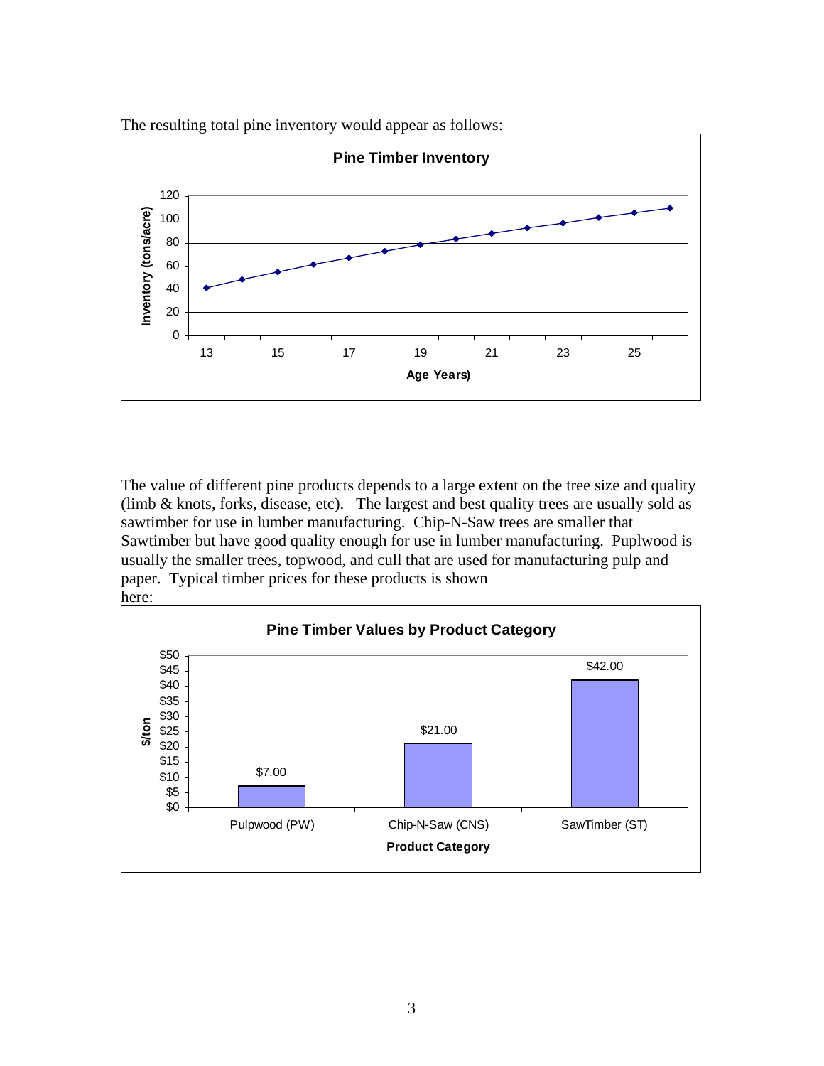The resulting total pine inventory would appear as follows:

**Pine Timber Inventory**

The value of different pine products depends to a large extent on the tree size and quality (limb & knots, forks, disease, etc). The largest and best quality trees are usually sold as sawtimber for use in lumber manufacturing. Chip-N-Saw trees are smaller that Sawtimber but have good quality enough for use in lumber manufacturing. Puplwood is usually the smaller trees, topwood, and cull that are used for manufacturing pulp and paper. Typical timber prices for these products is shown here:

**Pine Timber Values by Product Category**

| Product Category | $/ton |
|---|---|
| Pulpwood (PW) | $7.00 |
| Chip-N-Saw (CNS) | $21.00 |
| SawTimber (ST) | $42.00 |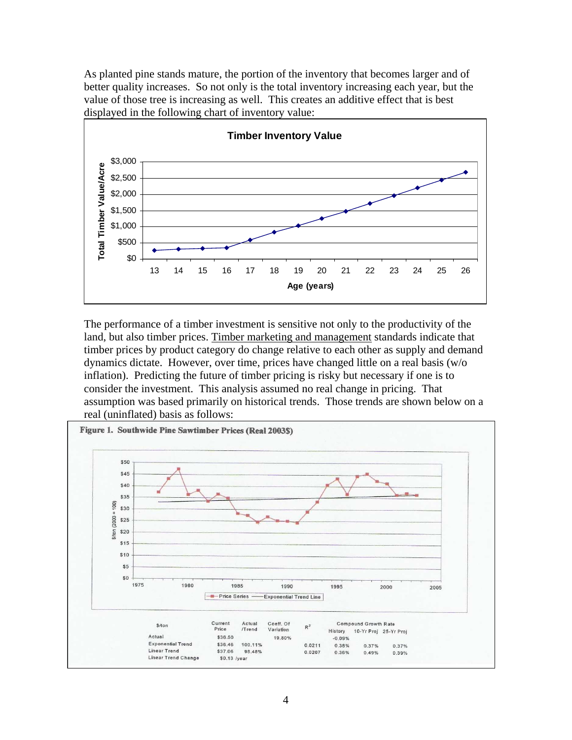As planted pine stands mature, the portion of the inventory that becomes larger and of better quality increases. So not only is the total inventory increasing each year, but the value of those tree is increasing as well. This creates an additive effect that is best displayed in the following chart of inventory value:

The performance of a timber investment is sensitive not only to the productivity of the land, but also timber prices. Timber marketing and management standards indicate that timber prices by product category do change relative to each other as supply and demand dynamics dictate. However, over time, prices have changed little on a real basis (w/o inflation). Predicting the future of timber pricing is risky but necessary if one is to consider the investment. This analysis assumed no real change in pricing. That assumption was based primarily on historical trends. Those trends are shown below on a real (uninflated) basis as follows:

**Figure 1. Southwide Pine Sawtimber Prices (Real 2003$)**

| $/ton | Current Price | Actual /Trend | Coeff. Of Variation | $R^2$ | Compound Growth Rate | | |
|---|---|---|---|---|---|---|---|
| | | | | | History | 10-Yr Proj | 25-Yr Proj |
| Actual | $36.50 | | 19.80% | | -0.09% | | |
| Exponential Trend | $36.46 | 100.11% | | 0.0211 | 0.38% | 0.37% | 0.37% |
| Linear Trend | $37.06 | 98.48% | | 0.0207 | 0.36% | 0.49% | 0.39% |
| Linear Trend Change | $0.13 /year | | | | | | |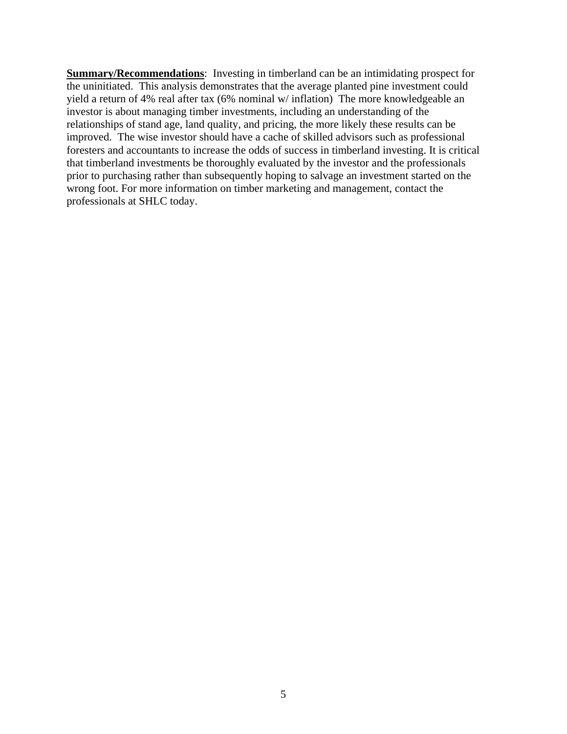**Summary/Recommendations**: Investing in timberland can be an intimidating prospect for the uninitiated. This analysis demonstrates that the average planted pine investment could yield a return of 4% real after tax (6% nominal w/ inflation) The more knowledgeable an investor is about managing timber investments, including an understanding of the relationships of stand age, land quality, and pricing, the more likely these results can be improved. The wise investor should have a cache of skilled advisors such as professional foresters and accountants to increase the odds of success in timberland investing. It is critical that timberland investments be thoroughly evaluated by the investor and the professionals prior to purchasing rather than subsequently hoping to salvage an investment started on the wrong foot. For more information on timber marketing and management, contact the professionals at SHLC today.